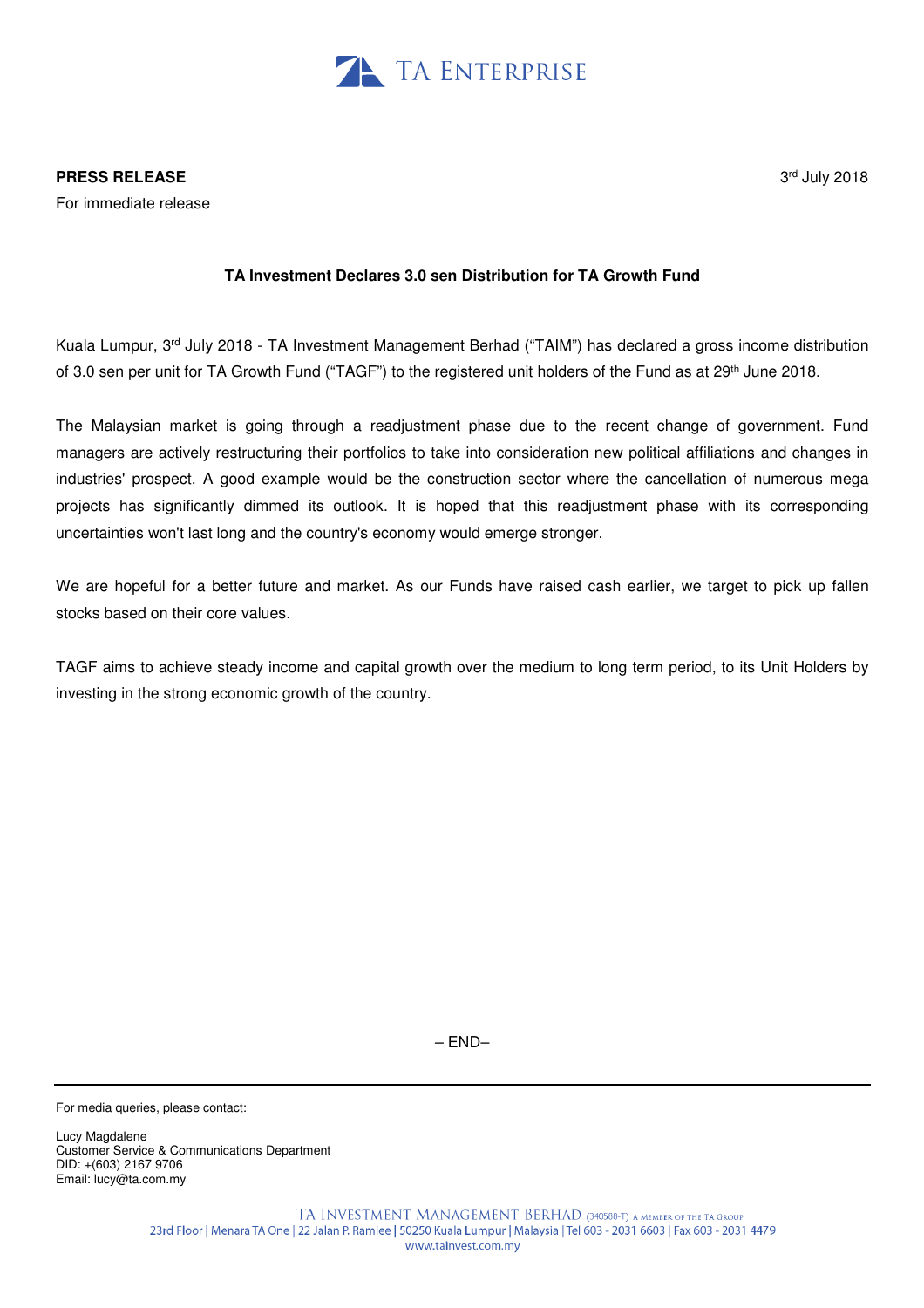TA ENTERPRISE

**PRESS RELEASE**

For immediate release

3rd July 2018

**TA Investment Declares 3.0 sen Distribution for TA Growth Fund**

Kuala Lumpur, 3rd July 2018 - TA Investment Management Berhad ("TAIM") has declared a gross income distribution of 3.0 sen per unit for TA Growth Fund ("TAGF") to the registered unit holders of the Fund as at 29th June 2018.

The Malaysian market is going through a readjustment phase due to the recent change of government. Fund managers are actively restructuring their portfolios to take into consideration new political affiliations and changes in industries' prospect. A good example would be the construction sector where the cancellation of numerous mega projects has significantly dimmed its outlook. It is hoped that this readjustment phase with its corresponding uncertainties won't last long and the country's economy would emerge stronger.

We are hopeful for a better future and market. As our Funds have raised cash earlier, we target to pick up fallen stocks based on their core values.

TAGF aims to achieve steady income and capital growth over the medium to long term period, to its Unit Holders by investing in the strong economic growth of the country.

– END–

---

For media queries, please contact:

Lucy Magdalene
Customer Service & Communications Department
DID: +(603) 2167 9706
Email: lucy@ta.com.my

TA INVESTMENT MANAGEMENT BERHAD (340588-T) A MEMBER OF THE TA GROUP
23rd Floor | Menara TA One | 22 Jalan P. Ramlee | 50250 Kuala Lumpur | Malaysia | Tel 603 - 2031 6603 | Fax 603 - 2031 4479
www.tainvest.com.my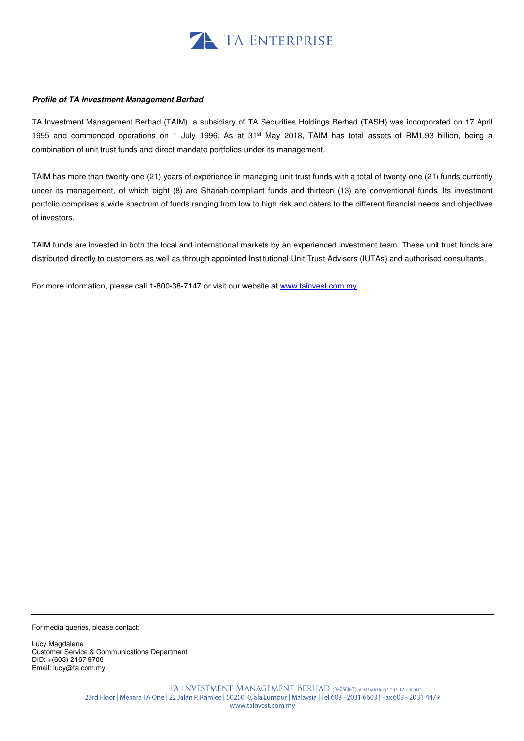***Profile of TA Investment Management Berhad***

TA Investment Management Berhad (TAIM), a subsidiary of TA Securities Holdings Berhad (TASH) was incorporated on 17 April 1995 and commenced operations on 1 July 1996. As at 31st May 2018, TAIM has total assets of RM1.93 billion, being a combination of unit trust funds and direct mandate portfolios under its management.

TAIM has more than twenty-one (21) years of experience in managing unit trust funds with a total of twenty-one (21) funds currently under its management, of which eight (8) are Shariah-compliant funds and thirteen (13) are conventional funds. Its investment portfolio comprises a wide spectrum of funds ranging from low to high risk and caters to the different financial needs and objectives of investors.

TAIM funds are invested in both the local and international markets by an experienced investment team. These unit trust funds are distributed directly to customers as well as through appointed Institutional Unit Trust Advisers (IUTAs) and authorised consultants.

For more information, please call 1-800-38-7147 or visit our website at www.tainvest.com.my.

---

For media queries, please contact:

Lucy Magdalene
Customer Service & Communications Department
DID: +(603) 2167 9706
Email: lucy@ta.com.my

TA INVESTMENT MANAGEMENT BERHAD (340588-T) A MEMBER OF THE TA GROUP
23rd Floor | Menara TA One | 22 Jalan P. Ramlee | 50250 Kuala Lumpur | Malaysia | Tel 603 - 2031 6603 | Fax 603 - 2031 4479
www.tainvest.com.my